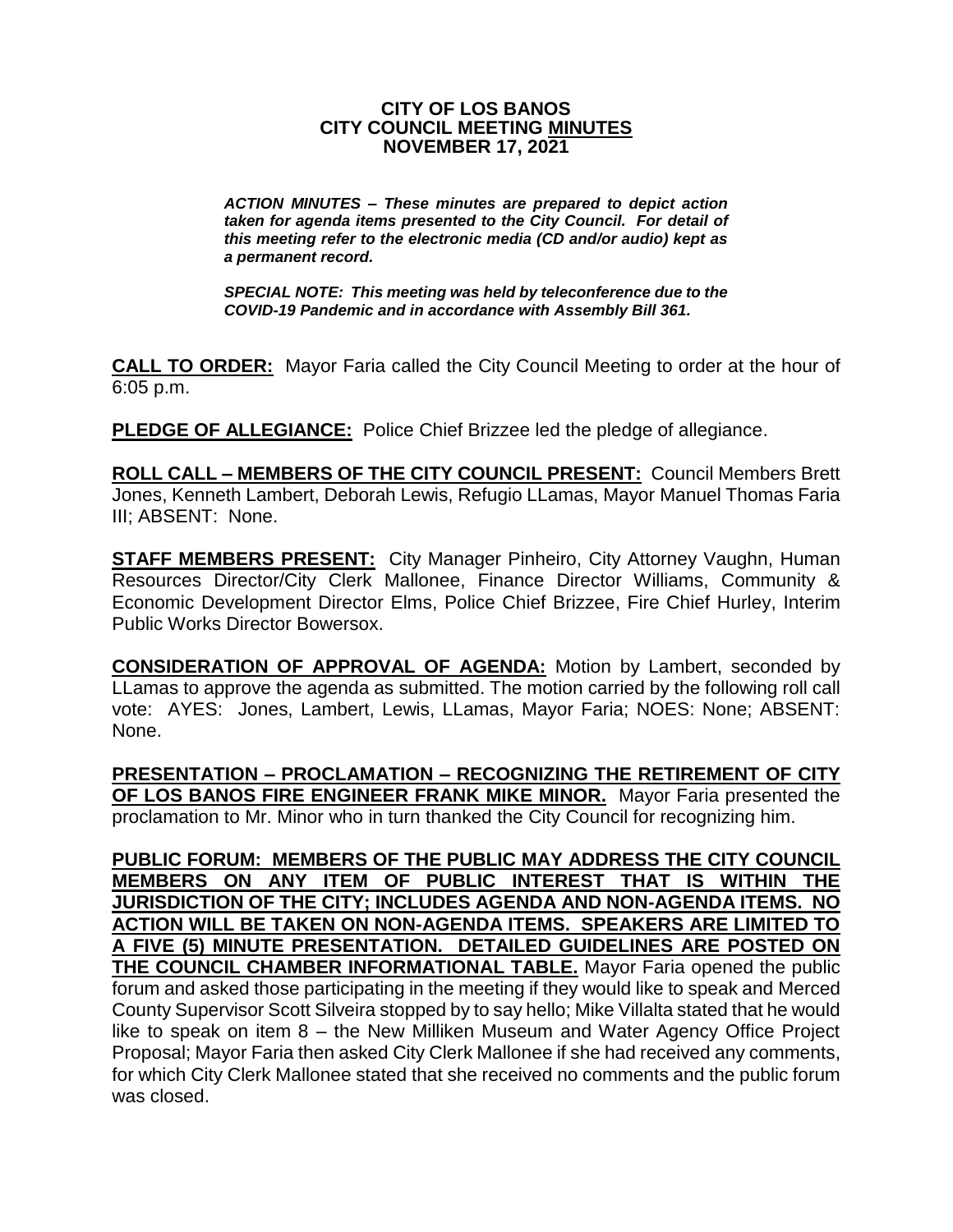**CITY OF LOS BANOS**
**CITY COUNCIL MEETING MINUTES**
**NOVEMBER 17, 2021**

***ACTION MINUTES – These minutes are prepared to depict action taken for agenda items presented to the City Council. For detail of this meeting refer to the electronic media (CD and/or audio) kept as a permanent record.***

***SPECIAL NOTE: This meeting was held by teleconference due to the COVID-19 Pandemic and in accordance with Assembly Bill 361.***

**CALL TO ORDER:** Mayor Faria called the City Council Meeting to order at the hour of 6:05 p.m.

**PLEDGE OF ALLEGIANCE:** Police Chief Brizzee led the pledge of allegiance.

**ROLL CALL – MEMBERS OF THE CITY COUNCIL PRESENT:** Council Members Brett Jones, Kenneth Lambert, Deborah Lewis, Refugio LLamas, Mayor Manuel Thomas Faria III; ABSENT: None.

**STAFF MEMBERS PRESENT:** City Manager Pinheiro, City Attorney Vaughn, Human Resources Director/City Clerk Mallonee, Finance Director Williams, Community & Economic Development Director Elms, Police Chief Brizzee, Fire Chief Hurley, Interim Public Works Director Bowersox.

**CONSIDERATION OF APPROVAL OF AGENDA:** Motion by Lambert, seconded by LLamas to approve the agenda as submitted. The motion carried by the following roll call vote: AYES: Jones, Lambert, Lewis, LLamas, Mayor Faria; NOES: None; ABSENT: None.

**PRESENTATION – PROCLAMATION – RECOGNIZING THE RETIREMENT OF CITY OF LOS BANOS FIRE ENGINEER FRANK MIKE MINOR.** Mayor Faria presented the proclamation to Mr. Minor who in turn thanked the City Council for recognizing him.

**PUBLIC FORUM: MEMBERS OF THE PUBLIC MAY ADDRESS THE CITY COUNCIL MEMBERS ON ANY ITEM OF PUBLIC INTEREST THAT IS WITHIN THE JURISDICTION OF THE CITY; INCLUDES AGENDA AND NON-AGENDA ITEMS. NO ACTION WILL BE TAKEN ON NON-AGENDA ITEMS. SPEAKERS ARE LIMITED TO A FIVE (5) MINUTE PRESENTATION. DETAILED GUIDELINES ARE POSTED ON THE COUNCIL CHAMBER INFORMATIONAL TABLE.** Mayor Faria opened the public forum and asked those participating in the meeting if they would like to speak and Merced County Supervisor Scott Silveira stopped by to say hello; Mike Villalta stated that he would like to speak on item 8 – the New Milliken Museum and Water Agency Office Project Proposal; Mayor Faria then asked City Clerk Mallonee if she had received any comments, for which City Clerk Mallonee stated that she received no comments and the public forum was closed.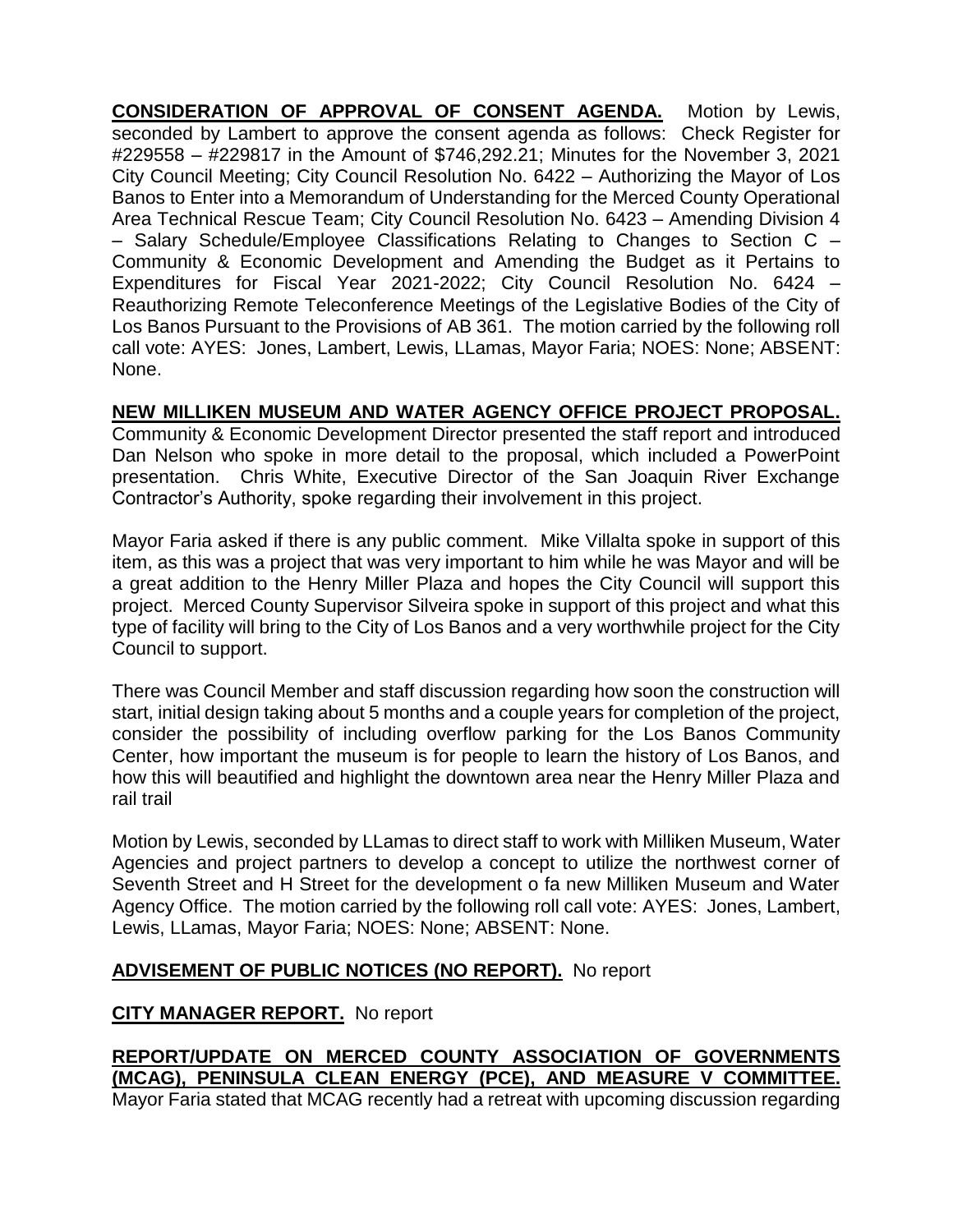**CONSIDERATION OF APPROVAL OF CONSENT AGENDA.** Motion by Lewis, seconded by Lambert to approve the consent agenda as follows: Check Register for #229558 – #229817 in the Amount of $746,292.21; Minutes for the November 3, 2021 City Council Meeting; City Council Resolution No. 6422 – Authorizing the Mayor of Los Banos to Enter into a Memorandum of Understanding for the Merced County Operational Area Technical Rescue Team; City Council Resolution No. 6423 – Amending Division 4 – Salary Schedule/Employee Classifications Relating to Changes to Section C – Community & Economic Development and Amending the Budget as it Pertains to Expenditures for Fiscal Year 2021-2022; City Council Resolution No. 6424 – Reauthorizing Remote Teleconference Meetings of the Legislative Bodies of the City of Los Banos Pursuant to the Provisions of AB 361. The motion carried by the following roll call vote: AYES: Jones, Lambert, Lewis, LLamas, Mayor Faria; NOES: None; ABSENT: None.

**NEW MILLIKEN MUSEUM AND WATER AGENCY OFFICE PROJECT PROPOSAL.** Community & Economic Development Director presented the staff report and introduced Dan Nelson who spoke in more detail to the proposal, which included a PowerPoint presentation. Chris White, Executive Director of the San Joaquin River Exchange Contractor's Authority, spoke regarding their involvement in this project.

Mayor Faria asked if there is any public comment. Mike Villalta spoke in support of this item, as this was a project that was very important to him while he was Mayor and will be a great addition to the Henry Miller Plaza and hopes the City Council will support this project. Merced County Supervisor Silveira spoke in support of this project and what this type of facility will bring to the City of Los Banos and a very worthwhile project for the City Council to support.

There was Council Member and staff discussion regarding how soon the construction will start, initial design taking about 5 months and a couple years for completion of the project, consider the possibility of including overflow parking for the Los Banos Community Center, how important the museum is for people to learn the history of Los Banos, and how this will beautified and highlight the downtown area near the Henry Miller Plaza and rail trail

Motion by Lewis, seconded by LLamas to direct staff to work with Milliken Museum, Water Agencies and project partners to develop a concept to utilize the northwest corner of Seventh Street and H Street for the development o fa new Milliken Museum and Water Agency Office. The motion carried by the following roll call vote: AYES: Jones, Lambert, Lewis, LLamas, Mayor Faria; NOES: None; ABSENT: None.

**ADVISEMENT OF PUBLIC NOTICES (NO REPORT).** No report

**CITY MANAGER REPORT.** No report

**REPORT/UPDATE ON MERCED COUNTY ASSOCIATION OF GOVERNMENTS (MCAG), PENINSULA CLEAN ENERGY (PCE), AND MEASURE V COMMITTEE.** Mayor Faria stated that MCAG recently had a retreat with upcoming discussion regarding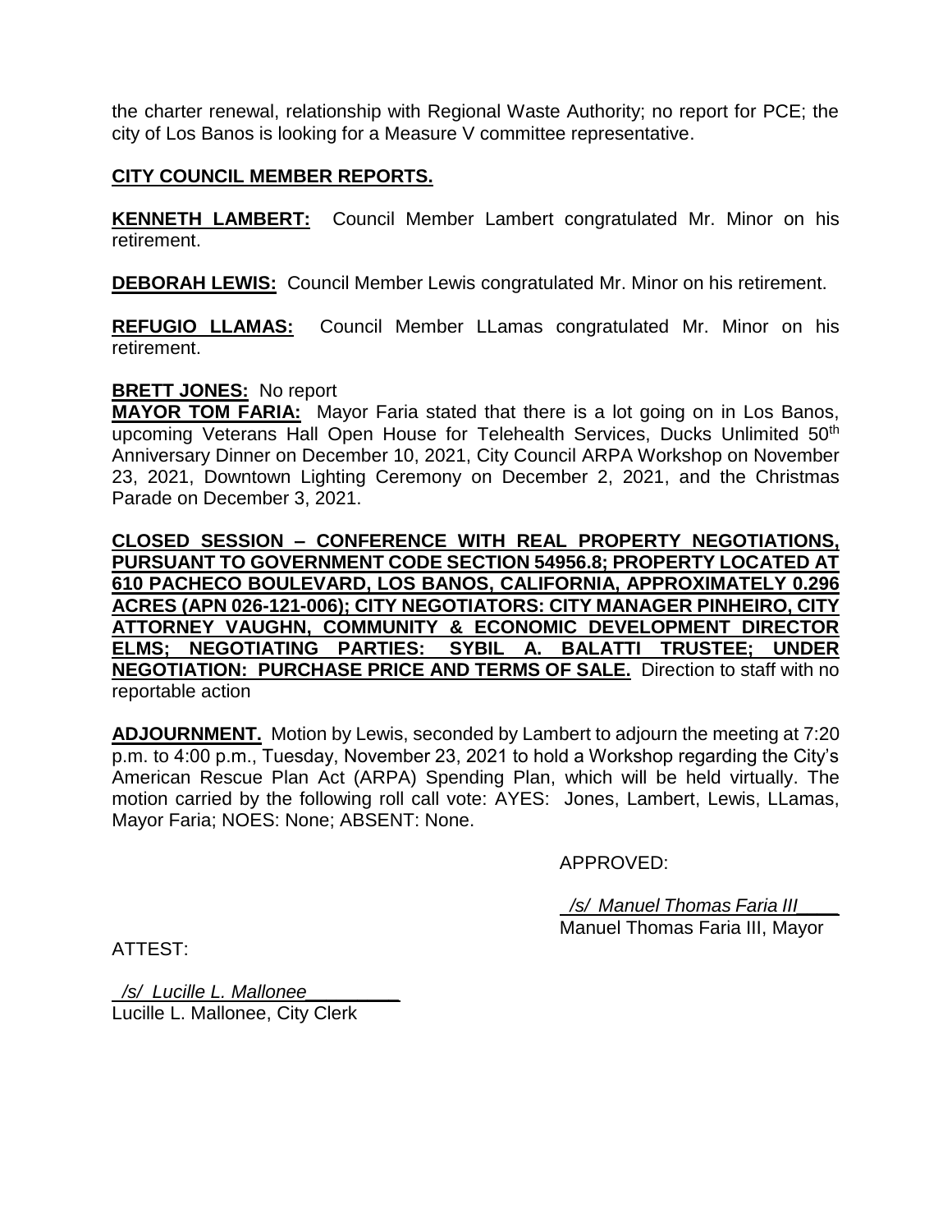the charter renewal, relationship with Regional Waste Authority; no report for PCE; the city of Los Banos is looking for a Measure V committee representative.

**CITY COUNCIL MEMBER REPORTS.**

**KENNETH LAMBERT:** Council Member Lambert congratulated Mr. Minor on his retirement.

**DEBORAH LEWIS:** Council Member Lewis congratulated Mr. Minor on his retirement.

**REFUGIO LLAMAS:** Council Member LLamas congratulated Mr. Minor on his retirement.

**BRETT JONES:** No report

**MAYOR TOM FARIA:** Mayor Faria stated that there is a lot going on in Los Banos, upcoming Veterans Hall Open House for Telehealth Services, Ducks Unlimited 50th Anniversary Dinner on December 10, 2021, City Council ARPA Workshop on November 23, 2021, Downtown Lighting Ceremony on December 2, 2021, and the Christmas Parade on December 3, 2021.

**CLOSED SESSION – CONFERENCE WITH REAL PROPERTY NEGOTIATIONS, PURSUANT TO GOVERNMENT CODE SECTION 54956.8; PROPERTY LOCATED AT 610 PACHECO BOULEVARD, LOS BANOS, CALIFORNIA, APPROXIMATELY 0.296 ACRES (APN 026-121-006); CITY NEGOTIATORS: CITY MANAGER PINHEIRO, CITY ATTORNEY VAUGHN, COMMUNITY & ECONOMIC DEVELOPMENT DIRECTOR ELMS; NEGOTIATING PARTIES: SYBIL A. BALATTI TRUSTEE; UNDER NEGOTIATION: PURCHASE PRICE AND TERMS OF SALE.** Direction to staff with no reportable action

**ADJOURNMENT.** Motion by Lewis, seconded by Lambert to adjourn the meeting at 7:20 p.m. to 4:00 p.m., Tuesday, November 23, 2021 to hold a Workshop regarding the City's American Rescue Plan Act (ARPA) Spending Plan, which will be held virtually. The motion carried by the following roll call vote: AYES: Jones, Lambert, Lewis, LLamas, Mayor Faria; NOES: None; ABSENT: None.

APPROVED:

*/s/ Manuel Thomas Faria III*
Manuel Thomas Faria III, Mayor

ATTEST:

*/s/ Lucille L. Mallonee*
Lucille L. Mallonee, City Clerk